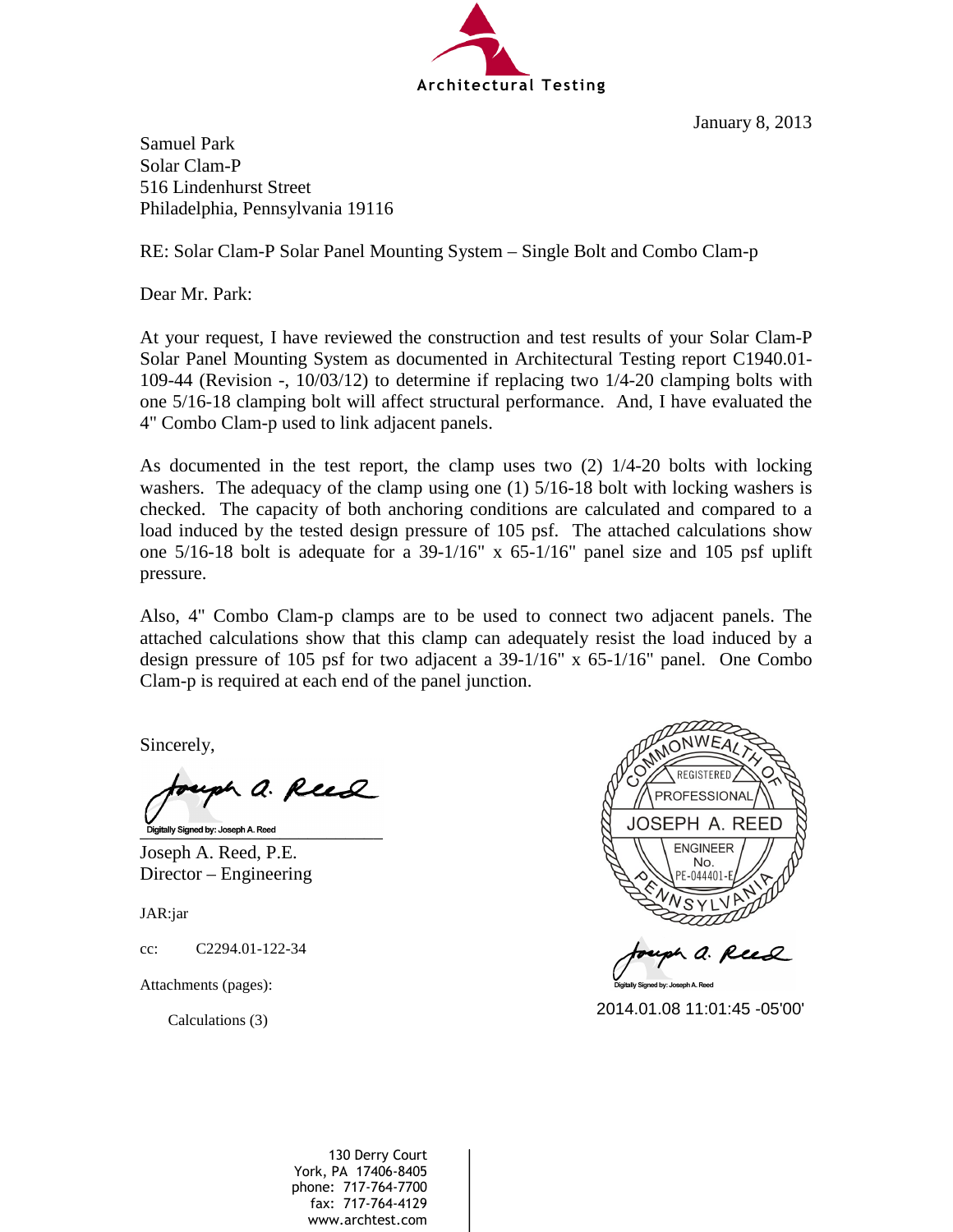Architectural Testing

January 8, 2013

Samuel Park
Solar Clam-P
516 Lindenhurst Street
Philadelphia, Pennsylvania 19116

RE: Solar Clam-P Solar Panel Mounting System – Single Bolt and Combo Clam-p

Dear Mr. Park:

At your request, I have reviewed the construction and test results of your Solar Clam-P Solar Panel Mounting System as documented in Architectural Testing report C1940.01-109-44 (Revision -, 10/03/12) to determine if replacing two 1/4-20 clamping bolts with one 5/16-18 clamping bolt will affect structural performance. And, I have evaluated the 4" Combo Clam-p used to link adjacent panels.

As documented in the test report, the clamp uses two (2) 1/4-20 bolts with locking washers. The adequacy of the clamp using one (1) 5/16-18 bolt with locking washers is checked. The capacity of both anchoring conditions are calculated and compared to a load induced by the tested design pressure of 105 psf. The attached calculations show one 5/16-18 bolt is adequate for a 39-1/16" x 65-1/16" panel size and 105 psf uplift pressure.

Also, 4" Combo Clam-p clamps are to be used to connect two adjacent panels. The attached calculations show that this clamp can adequately resist the load induced by a design pressure of 105 psf for two adjacent a 39-1/16" x 65-1/16" panel. One Combo Clam-p is required at each end of the panel junction.

Sincerely,

Digitally Signed by: Joseph A. Reed

Joseph A. Reed, P.E.
Director – Engineering

JAR:jar

cc: C2294.01-122-34

Attachments (pages):

Calculations (3)

COMMONWEALTH OF PENNSYLVANIA
REGISTERED PROFESSIONAL
JOSEPH A. REED
ENGINEER
No. PE-044401-E

Digitally Signed by: Joseph A. Reed
2014.01.08 11:01:45 -05'00'

130 Derry Court
York, PA 17406-8405
phone: 717-764-7700
fax: 717-764-4129
www.archtest.com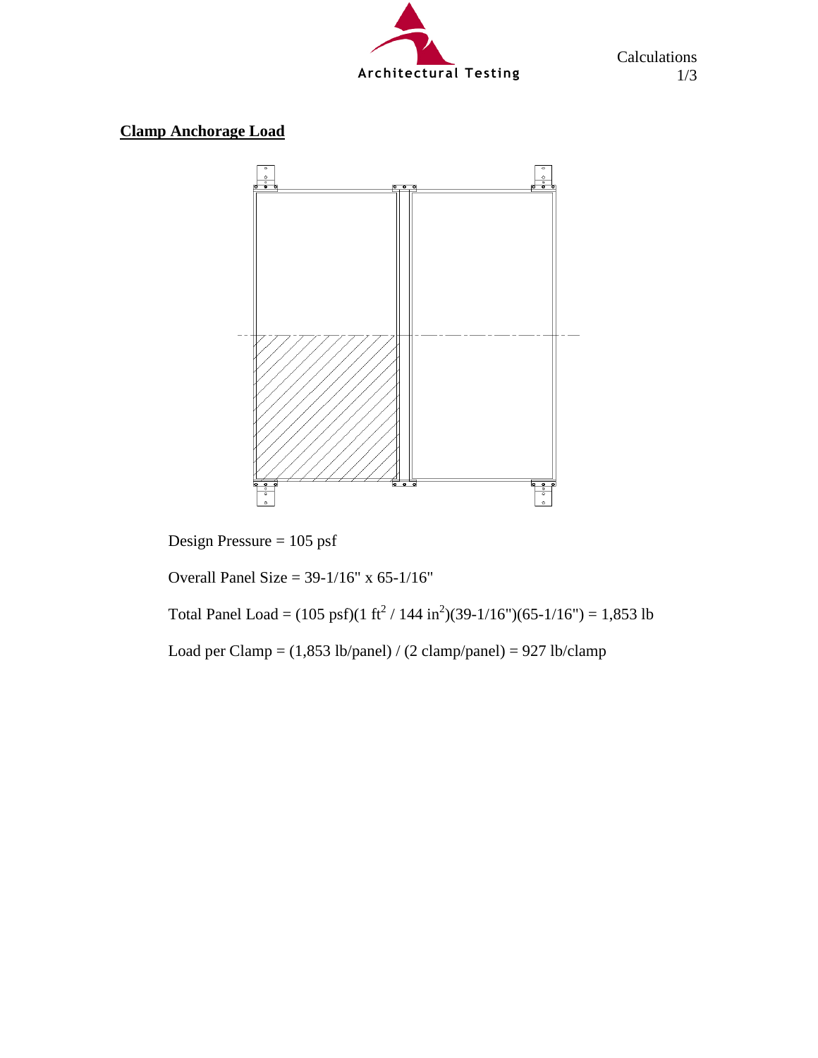## Clamp Anchorage Load

Design Pressure = 105 psf

Overall Panel Size = 39-1/16" x 65-1/16"

Total Panel Load = (105 psf)(1 $ft^2$ / 144 $in^2$)(39-1/16")(65-1/16") = 1,853 lb

Load per Clamp = (1,853 lb/panel) / (2 clamp/panel) = 927 lb/clamp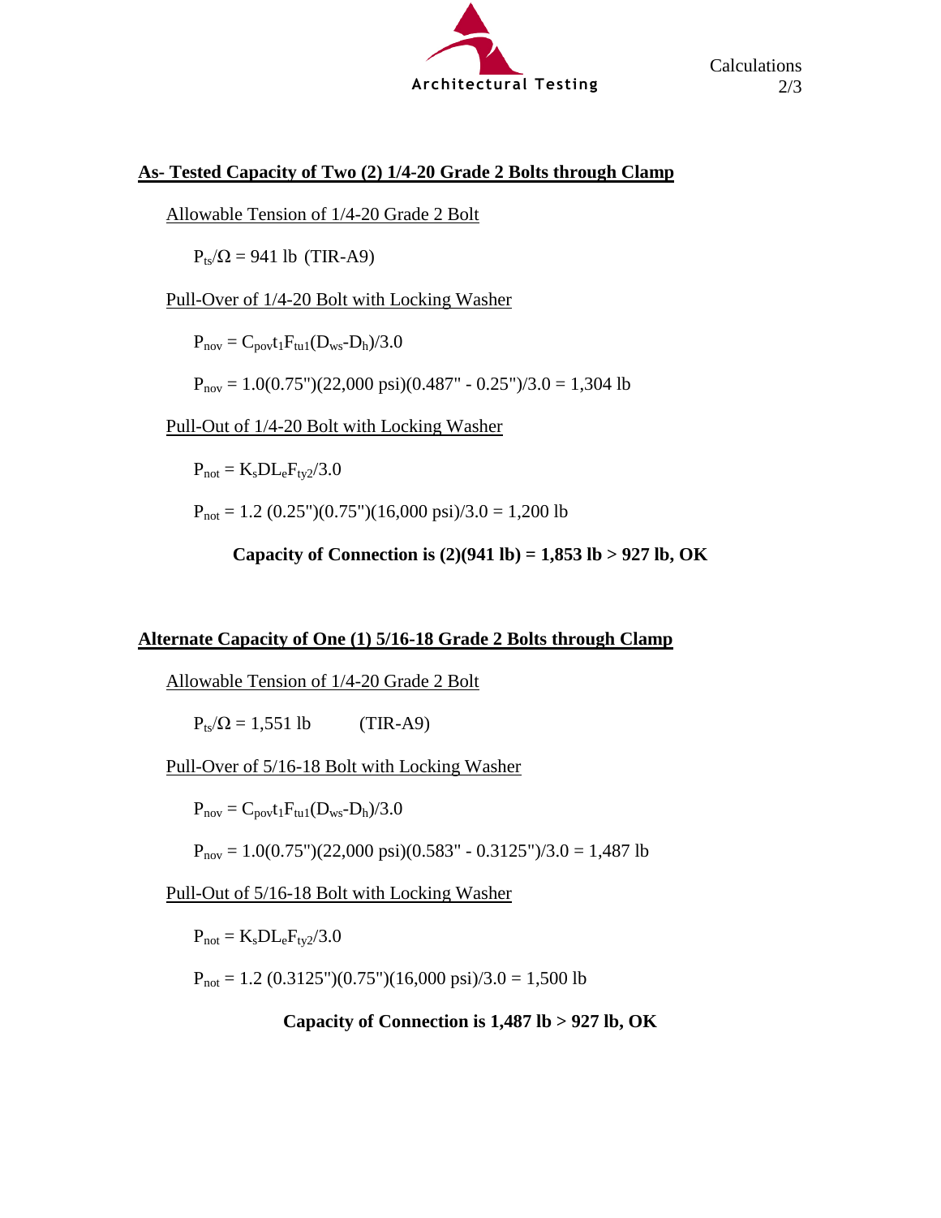## As- Tested Capacity of Two (2) 1/4-20 Grade 2 Bolts through Clamp

Allowable Tension of 1/4-20 Grade 2 Bolt

$P_{ts}/\Omega = 941$ lb (TIR-A9)

Pull-Over of 1/4-20 Bolt with Locking Washer

$P_{nov} = C_{pov}t_1F_{tu1}(D_{ws}\text{-}D_h)/3.0$

$P_{nov} = 1.0(0.75")(22{,}000 \text{ psi})(0.487" - 0.25")/3.0 = 1{,}304$ lb

Pull-Out of 1/4-20 Bolt with Locking Washer

$P_{not} = K_sDL_eF_{ty2}/3.0$

$P_{not} = 1.2\ (0.25")(0.75")(16{,}000 \text{ psi})/3.0 = 1{,}200$ lb

**Capacity of Connection is (2)(941 lb) = 1,853 lb > 927 lb, OK**

## Alternate Capacity of One (1) 5/16-18 Grade 2 Bolts through Clamp

Allowable Tension of 1/4-20 Grade 2 Bolt

$P_{ts}/\Omega = 1{,}551$ lb (TIR-A9)

Pull-Over of 5/16-18 Bolt with Locking Washer

$P_{nov} = C_{pov}t_1F_{tu1}(D_{ws}\text{-}D_h)/3.0$

$P_{nov} = 1.0(0.75")(22{,}000 \text{ psi})(0.583" - 0.3125")/3.0 = 1{,}487$ lb

Pull-Out of 5/16-18 Bolt with Locking Washer

$P_{not} = K_sDL_eF_{ty2}/3.0$

$P_{not} = 1.2\ (0.3125")(0.75")(16{,}000 \text{ psi})/3.0 = 1{,}500$ lb

**Capacity of Connection is 1,487 lb > 927 lb, OK**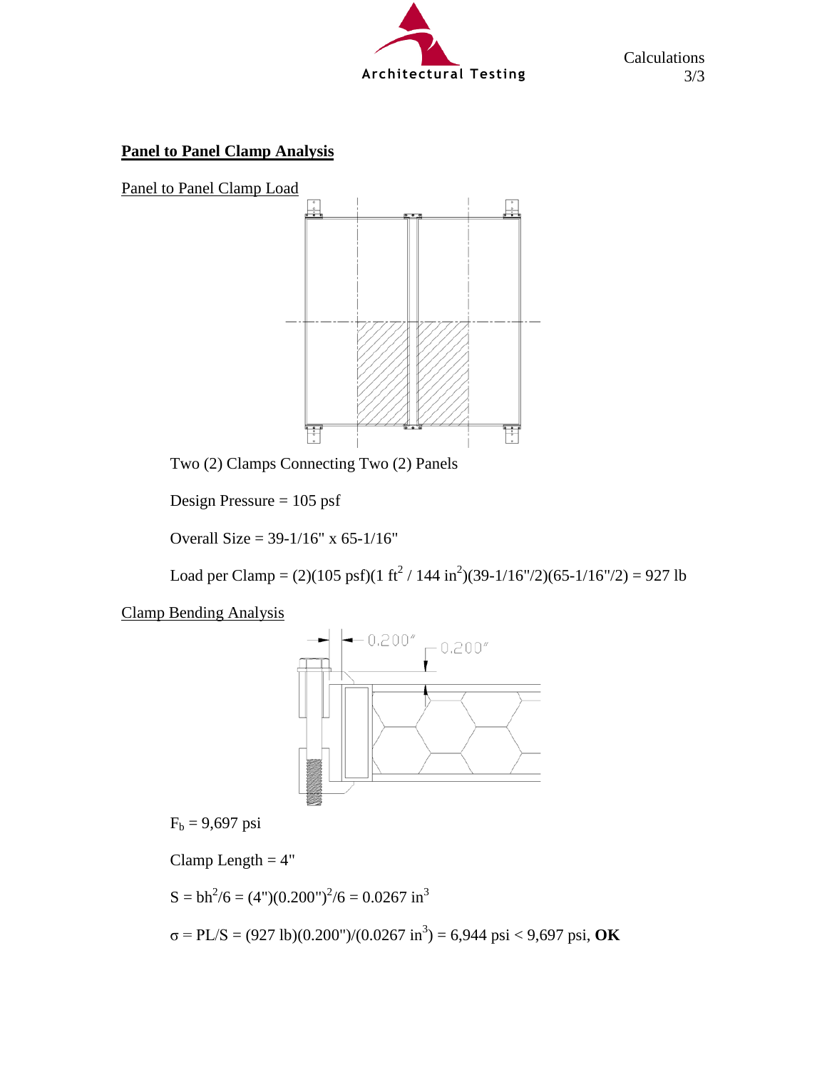## Panel to Panel Clamp Analysis

Panel to Panel Clamp Load

Two (2) Clamps Connecting Two (2) Panels

Design Pressure = 105 psf

Overall Size = 39-1/16" x 65-1/16"

Load per Clamp = (2)(105 psf)(1 $ft^2$ / 144 $in^2$)(39-1/16"/2)(65-1/16"/2) = 927 lb

Clamp Bending Analysis

0.200"

0.200"

$F_b$ = 9,697 psi

Clamp Length = 4"

$S = bh^2/6 = (4")(0.200")^2/6 = 0.0267\ in^3$

$\sigma = PL/S = (927\ lb)(0.200")/(0.0267\ in^3) = 6{,}944\ psi < 9{,}697\ psi$, **OK**